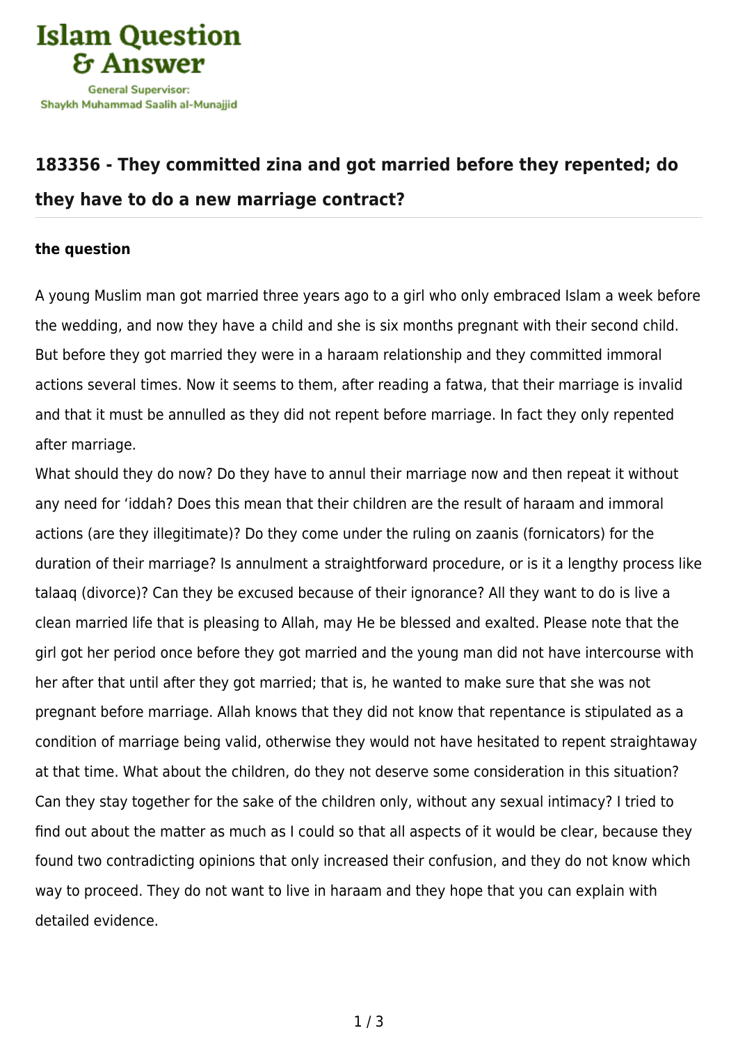Islam Question & Answer

General Supervisor: Shaykh Muhammad Saalih al-Munajjid

## 183356 - They committed zina and got married before they repented; do they have to do a new marriage contract?

### the question

A young Muslim man got married three years ago to a girl who only embraced Islam a week before the wedding, and now they have a child and she is six months pregnant with their second child. But before they got married they were in a haraam relationship and they committed immoral actions several times. Now it seems to them, after reading a fatwa, that their marriage is invalid and that it must be annulled as they did not repent before marriage. In fact they only repented after marriage.

What should they do now? Do they have to annul their marriage now and then repeat it without any need for 'iddah? Does this mean that their children are the result of haraam and immoral actions (are they illegitimate)? Do they come under the ruling on zaanis (fornicators) for the duration of their marriage? Is annulment a straightforward procedure, or is it a lengthy process like talaaq (divorce)? Can they be excused because of their ignorance? All they want to do is live a clean married life that is pleasing to Allah, may He be blessed and exalted. Please note that the girl got her period once before they got married and the young man did not have intercourse with her after that until after they got married; that is, he wanted to make sure that she was not pregnant before marriage. Allah knows that they did not know that repentance is stipulated as a condition of marriage being valid, otherwise they would not have hesitated to repent straightaway at that time. What about the children, do they not deserve some consideration in this situation? Can they stay together for the sake of the children only, without any sexual intimacy? I tried to find out about the matter as much as I could so that all aspects of it would be clear, because they found two contradicting opinions that only increased their confusion, and they do not know which way to proceed. They do not want to live in haraam and they hope that you can explain with detailed evidence.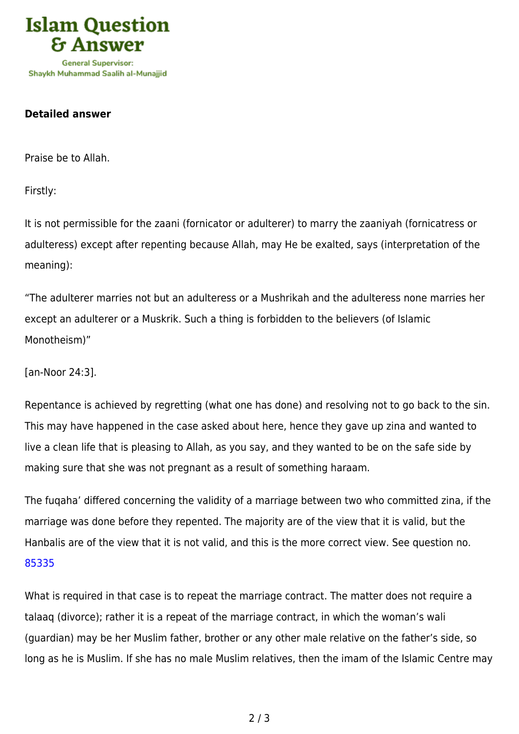**Detailed answer**

Praise be to Allah.

Firstly:

It is not permissible for the zaani (fornicator or adulterer) to marry the zaaniyah (fornicatress or adulteress) except after repenting because Allah, may He be exalted, says (interpretation of the meaning):

“The adulterer marries not but an adulteress or a Mushrikah and the adulteress none marries her except an adulterer or a Muskrik. Such a thing is forbidden to the believers (of Islamic Monotheism)”

[an-Noor 24:3].

Repentance is achieved by regretting (what one has done) and resolving not to go back to the sin. This may have happened in the case asked about here, hence they gave up zina and wanted to live a clean life that is pleasing to Allah, as you say, and they wanted to be on the safe side by making sure that she was not pregnant as a result of something haraam.

The fuqaha’ differed concerning the validity of a marriage between two who committed zina, if the marriage was done before they repented. The majority are of the view that it is valid, but the Hanbalis are of the view that it is not valid, and this is the more correct view. See question no. 85335

What is required in that case is to repeat the marriage contract. The matter does not require a talaaq (divorce); rather it is a repeat of the marriage contract, in which the woman’s wali (guardian) may be her Muslim father, brother or any other male relative on the father’s side, so long as he is Muslim. If she has no male Muslim relatives, then the imam of the Islamic Centre may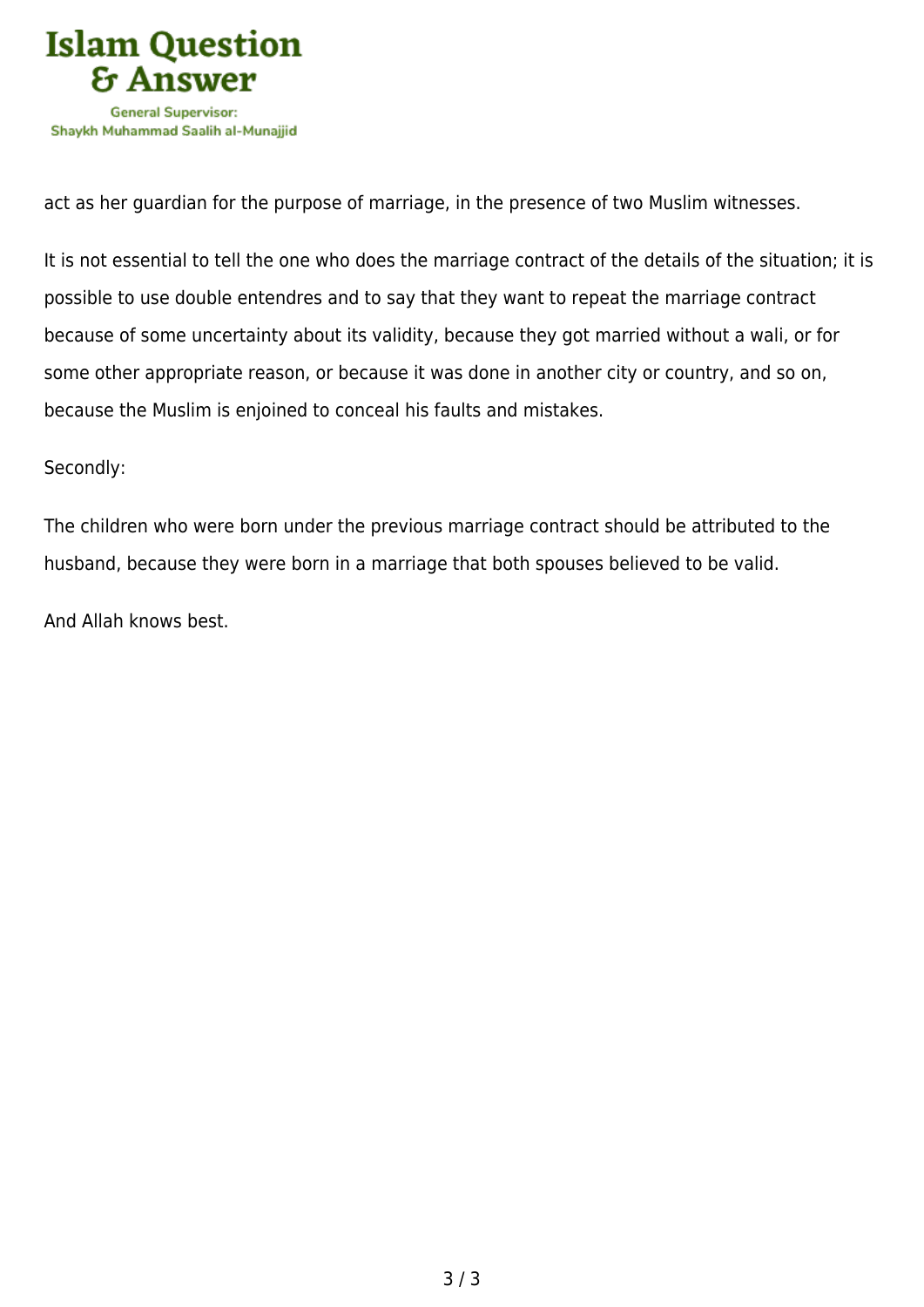act as her guardian for the purpose of marriage, in the presence of two Muslim witnesses.

It is not essential to tell the one who does the marriage contract of the details of the situation; it is possible to use double entendres and to say that they want to repeat the marriage contract because of some uncertainty about its validity, because they got married without a wali, or for some other appropriate reason, or because it was done in another city or country, and so on, because the Muslim is enjoined to conceal his faults and mistakes.

Secondly:

The children who were born under the previous marriage contract should be attributed to the husband, because they were born in a marriage that both spouses believed to be valid.

And Allah knows best.